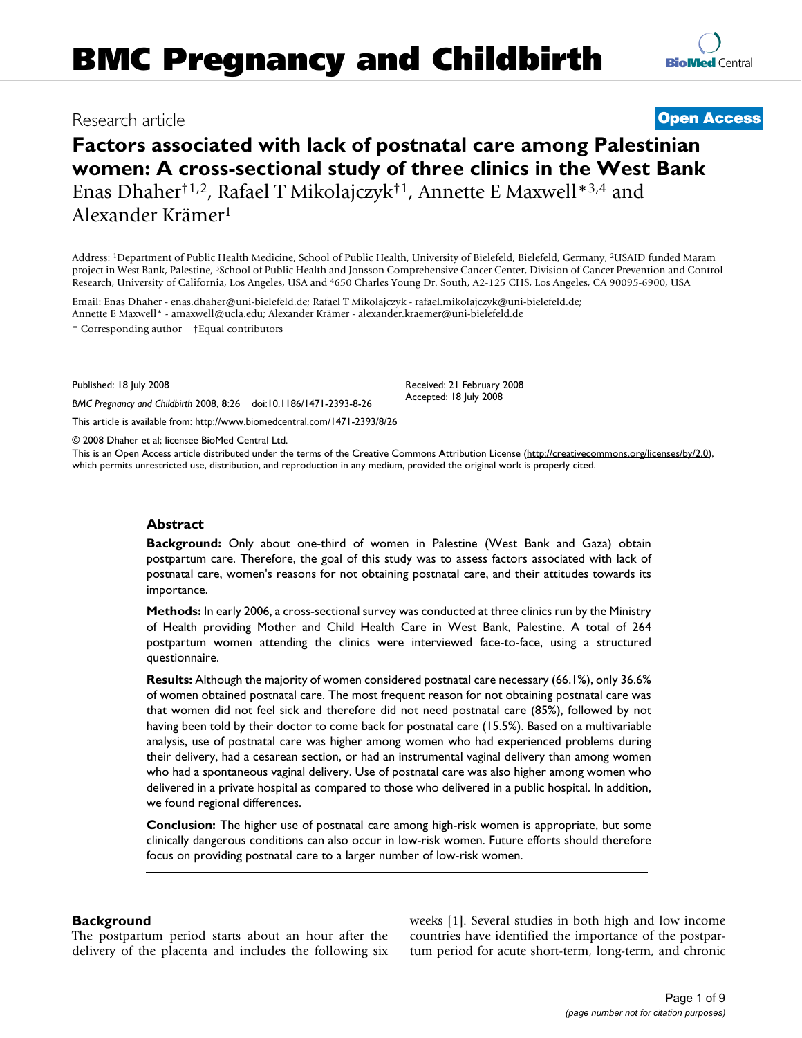# BMC Pregnancy and Childbirth

Research article **Open Access**

## Factors associated with lack of postnatal care among Palestinian women: A cross-sectional study of three clinics in the West Bank

Enas Dhaher†[1,2], Rafael T Mikolajczyk†[1], Annette E Maxwell*[3,4] and Alexander Krämer[1]

Address: [1]Department of Public Health Medicine, School of Public Health, University of Bielefeld, Bielefeld, Germany, [2]USAID funded Maram project in West Bank, Palestine, [3]School of Public Health and Jonsson Comprehensive Cancer Center, Division of Cancer Prevention and Control Research, University of California, Los Angeles, USA and [4]650 Charles Young Dr. South, A2-125 CHS, Los Angeles, CA 90095-6900, USA

Email: Enas Dhaher - enas.dhaher@uni-bielefeld.de; Rafael T Mikolajczyk - rafael.mikolajczyk@uni-bielefeld.de; Annette E Maxwell* - amaxwell@ucla.edu; Alexander Krämer - alexander.kraemer@uni-bielefeld.de

\* Corresponding author †Equal contributors

Published: 18 July 2008

*BMC Pregnancy and Childbirth* 2008, **8**:26 doi:10.1186/1471-2393-8-26

Received: 21 February 2008
Accepted: 18 July 2008

This article is available from: http://www.biomedcentral.com/1471-2393/8/26

© 2008 Dhaher et al; licensee BioMed Central Ltd.

This is an Open Access article distributed under the terms of the Creative Commons Attribution License (http://creativecommons.org/licenses/by/2.0), which permits unrestricted use, distribution, and reproduction in any medium, provided the original work is properly cited.

### Abstract

**Background:** Only about one-third of women in Palestine (West Bank and Gaza) obtain postpartum care. Therefore, the goal of this study was to assess factors associated with lack of postnatal care, women's reasons for not obtaining postnatal care, and their attitudes towards its importance.

**Methods:** In early 2006, a cross-sectional survey was conducted at three clinics run by the Ministry of Health providing Mother and Child Health Care in West Bank, Palestine. A total of 264 postpartum women attending the clinics were interviewed face-to-face, using a structured questionnaire.

**Results:** Although the majority of women considered postnatal care necessary (66.1%), only 36.6% of women obtained postnatal care. The most frequent reason for not obtaining postnatal care was that women did not feel sick and therefore did not need postnatal care (85%), followed by not having been told by their doctor to come back for postnatal care (15.5%). Based on a multivariable analysis, use of postnatal care was higher among women who had experienced problems during their delivery, had a cesarean section, or had an instrumental vaginal delivery than among women who had a spontaneous vaginal delivery. Use of postnatal care was also higher among women who delivered in a private hospital as compared to those who delivered in a public hospital. In addition, we found regional differences.

**Conclusion:** The higher use of postnatal care among high-risk women is appropriate, but some clinically dangerous conditions can also occur in low-risk women. Future efforts should therefore focus on providing postnatal care to a larger number of low-risk women.

### Background

The postpartum period starts about an hour after the delivery of the placenta and includes the following six weeks [1]. Several studies in both high and low income countries have identified the importance of the postpartum period for acute short-term, long-term, and chronic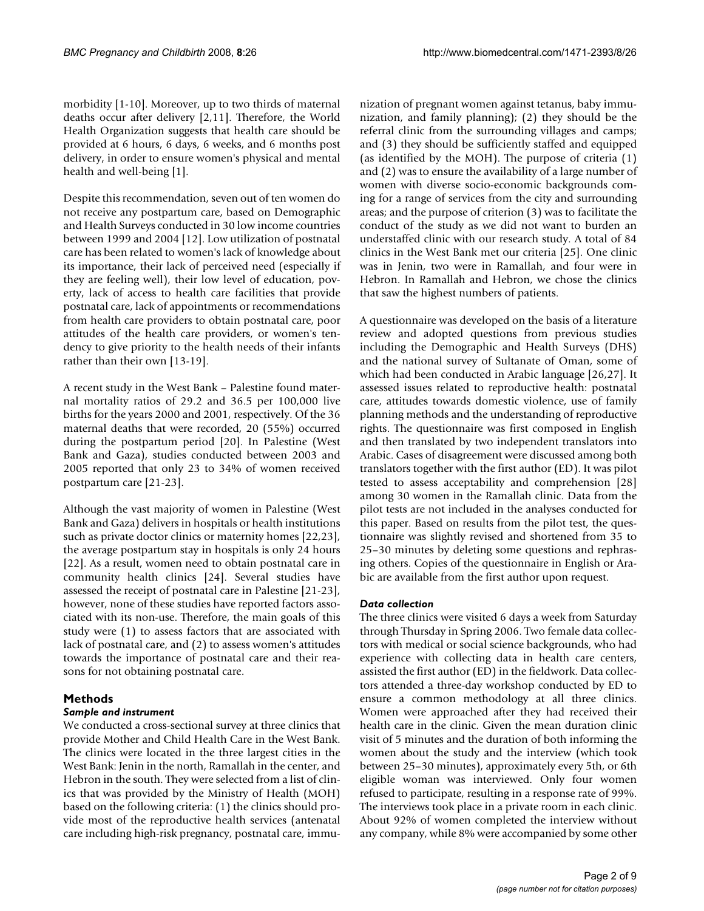morbidity [1-10]. Moreover, up to two thirds of maternal deaths occur after delivery [2,11]. Therefore, the World Health Organization suggests that health care should be provided at 6 hours, 6 days, 6 weeks, and 6 months post delivery, in order to ensure women's physical and mental health and well-being [1].

Despite this recommendation, seven out of ten women do not receive any postpartum care, based on Demographic and Health Surveys conducted in 30 low income countries between 1999 and 2004 [12]. Low utilization of postnatal care has been related to women's lack of knowledge about its importance, their lack of perceived need (especially if they are feeling well), their low level of education, poverty, lack of access to health care facilities that provide postnatal care, lack of appointments or recommendations from health care providers to obtain postnatal care, poor attitudes of the health care providers, or women's tendency to give priority to the health needs of their infants rather than their own [13-19].

A recent study in the West Bank – Palestine found maternal mortality ratios of 29.2 and 36.5 per 100,000 live births for the years 2000 and 2001, respectively. Of the 36 maternal deaths that were recorded, 20 (55%) occurred during the postpartum period [20]. In Palestine (West Bank and Gaza), studies conducted between 2003 and 2005 reported that only 23 to 34% of women received postpartum care [21-23].

Although the vast majority of women in Palestine (West Bank and Gaza) delivers in hospitals or health institutions such as private doctor clinics or maternity homes [22,23], the average postpartum stay in hospitals is only 24 hours [22]. As a result, women need to obtain postnatal care in community health clinics [24]. Several studies have assessed the receipt of postnatal care in Palestine [21-23], however, none of these studies have reported factors associated with its non-use. Therefore, the main goals of this study were (1) to assess factors that are associated with lack of postnatal care, and (2) to assess women's attitudes towards the importance of postnatal care and their reasons for not obtaining postnatal care.

## Methods

### *Sample and instrument*

We conducted a cross-sectional survey at three clinics that provide Mother and Child Health Care in the West Bank. The clinics were located in the three largest cities in the West Bank: Jenin in the north, Ramallah in the center, and Hebron in the south. They were selected from a list of clinics that was provided by the Ministry of Health (MOH) based on the following criteria: (1) the clinics should provide most of the reproductive health services (antenatal care including high-risk pregnancy, postnatal care, immunization of pregnant women against tetanus, baby immunization, and family planning); (2) they should be the referral clinic from the surrounding villages and camps; and (3) they should be sufficiently staffed and equipped (as identified by the MOH). The purpose of criteria (1) and (2) was to ensure the availability of a large number of women with diverse socio-economic backgrounds coming for a range of services from the city and surrounding areas; and the purpose of criterion (3) was to facilitate the conduct of the study as we did not want to burden an understaffed clinic with our research study. A total of 84 clinics in the West Bank met our criteria [25]. One clinic was in Jenin, two were in Ramallah, and four were in Hebron. In Ramallah and Hebron, we chose the clinics that saw the highest numbers of patients.

A questionnaire was developed on the basis of a literature review and adopted questions from previous studies including the Demographic and Health Surveys (DHS) and the national survey of Sultanate of Oman, some of which had been conducted in Arabic language [26,27]. It assessed issues related to reproductive health: postnatal care, attitudes towards domestic violence, use of family planning methods and the understanding of reproductive rights. The questionnaire was first composed in English and then translated by two independent translators into Arabic. Cases of disagreement were discussed among both translators together with the first author (ED). It was pilot tested to assess acceptability and comprehension [28] among 30 women in the Ramallah clinic. Data from the pilot tests are not included in the analyses conducted for this paper. Based on results from the pilot test, the questionnaire was slightly revised and shortened from 35 to 25–30 minutes by deleting some questions and rephrasing others. Copies of the questionnaire in English or Arabic are available from the first author upon request.

### *Data collection*

The three clinics were visited 6 days a week from Saturday through Thursday in Spring 2006. Two female data collectors with medical or social science backgrounds, who had experience with collecting data in health care centers, assisted the first author (ED) in the fieldwork. Data collectors attended a three-day workshop conducted by ED to ensure a common methodology at all three clinics. Women were approached after they had received their health care in the clinic. Given the mean duration clinic visit of 5 minutes and the duration of both informing the women about the study and the interview (which took between 25–30 minutes), approximately every 5th, or 6th eligible woman was interviewed. Only four women refused to participate, resulting in a response rate of 99%. The interviews took place in a private room in each clinic. About 92% of women completed the interview without any company, while 8% were accompanied by some other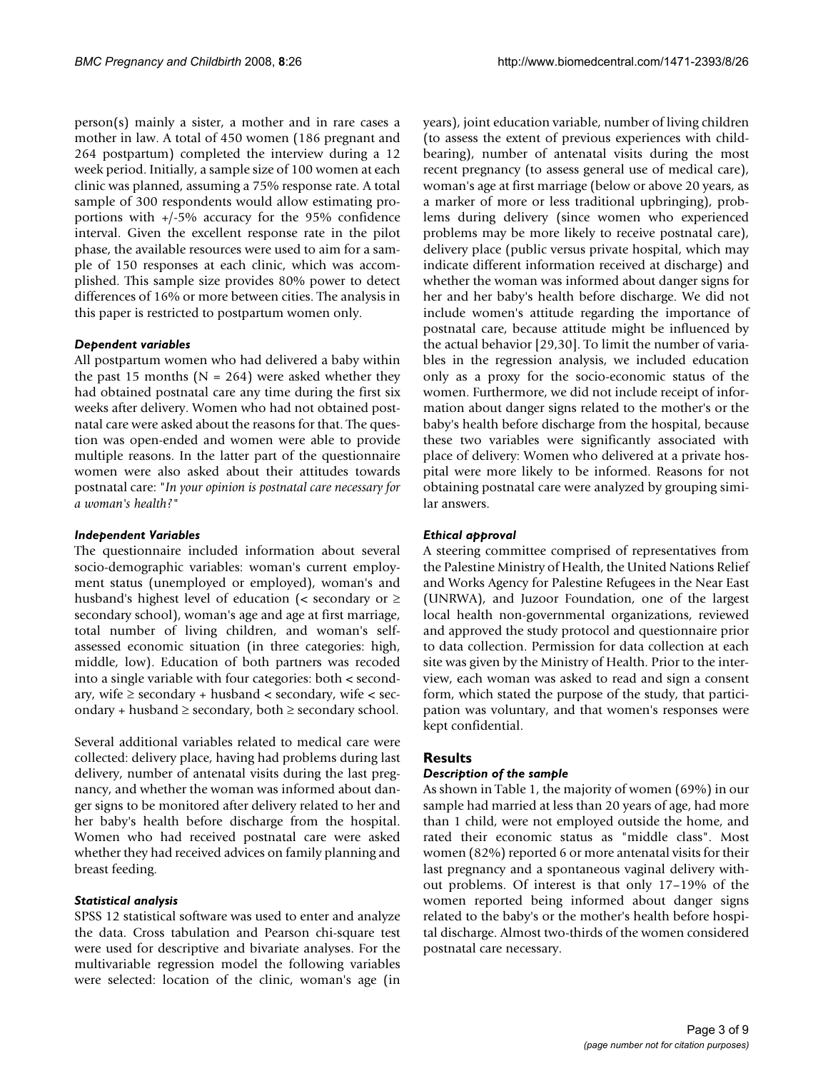person(s) mainly a sister, a mother and in rare cases a mother in law. A total of 450 women (186 pregnant and 264 postpartum) completed the interview during a 12 week period. Initially, a sample size of 100 women at each clinic was planned, assuming a 75% response rate. A total sample of 300 respondents would allow estimating proportions with +/-5% accuracy for the 95% confidence interval. Given the excellent response rate in the pilot phase, the available resources were used to aim for a sample of 150 responses at each clinic, which was accomplished. This sample size provides 80% power to detect differences of 16% or more between cities. The analysis in this paper is restricted to postpartum women only.

### *Dependent variables*

All postpartum women who had delivered a baby within the past 15 months (N = 264) were asked whether they had obtained postnatal care any time during the first six weeks after delivery. Women who had not obtained postnatal care were asked about the reasons for that. The question was open-ended and women were able to provide multiple reasons. In the latter part of the questionnaire women were also asked about their attitudes towards postnatal care: "*In your opinion is postnatal care necessary for a woman's health?*"

### *Independent Variables*

The questionnaire included information about several socio-demographic variables: woman's current employment status (unemployed or employed), woman's and husband's highest level of education (< secondary or ≥ secondary school), woman's age and age at first marriage, total number of living children, and woman's self-assessed economic situation (in three categories: high, middle, low). Education of both partners was recoded into a single variable with four categories: both < secondary, wife ≥ secondary + husband < secondary, wife < secondary + husband ≥ secondary, both ≥ secondary school.

Several additional variables related to medical care were collected: delivery place, having had problems during last delivery, number of antenatal visits during the last pregnancy, and whether the woman was informed about danger signs to be monitored after delivery related to her and her baby's health before discharge from the hospital. Women who had received postnatal care were asked whether they had received advices on family planning and breast feeding.

### *Statistical analysis*

SPSS 12 statistical software was used to enter and analyze the data. Cross tabulation and Pearson chi-square test were used for descriptive and bivariate analyses. For the multivariable regression model the following variables were selected: location of the clinic, woman's age (in years), joint education variable, number of living children (to assess the extent of previous experiences with childbearing), number of antenatal visits during the most recent pregnancy (to assess general use of medical care), woman's age at first marriage (below or above 20 years, as a marker of more or less traditional upbringing), problems during delivery (since women who experienced problems may be more likely to receive postnatal care), delivery place (public versus private hospital, which may indicate different information received at discharge) and whether the woman was informed about danger signs for her and her baby's health before discharge. We did not include women's attitude regarding the importance of postnatal care, because attitude might be influenced by the actual behavior [29,30]. To limit the number of variables in the regression analysis, we included education only as a proxy for the socio-economic status of the women. Furthermore, we did not include receipt of information about danger signs related to the mother's or the baby's health before discharge from the hospital, because these two variables were significantly associated with place of delivery: Women who delivered at a private hospital were more likely to be informed. Reasons for not obtaining postnatal care were analyzed by grouping similar answers.

### *Ethical approval*

A steering committee comprised of representatives from the Palestine Ministry of Health, the United Nations Relief and Works Agency for Palestine Refugees in the Near East (UNRWA), and Juzoor Foundation, one of the largest local health non-governmental organizations, reviewed and approved the study protocol and questionnaire prior to data collection. Permission for data collection at each site was given by the Ministry of Health. Prior to the interview, each woman was asked to read and sign a consent form, which stated the purpose of the study, that participation was voluntary, and that women's responses were kept confidential.

## Results

### *Description of the sample*

As shown in Table 1, the majority of women (69%) in our sample had married at less than 20 years of age, had more than 1 child, were not employed outside the home, and rated their economic status as "middle class". Most women (82%) reported 6 or more antenatal visits for their last pregnancy and a spontaneous vaginal delivery without problems. Of interest is that only 17–19% of the women reported being informed about danger signs related to the baby's or the mother's health before hospital discharge. Almost two-thirds of the women considered postnatal care necessary.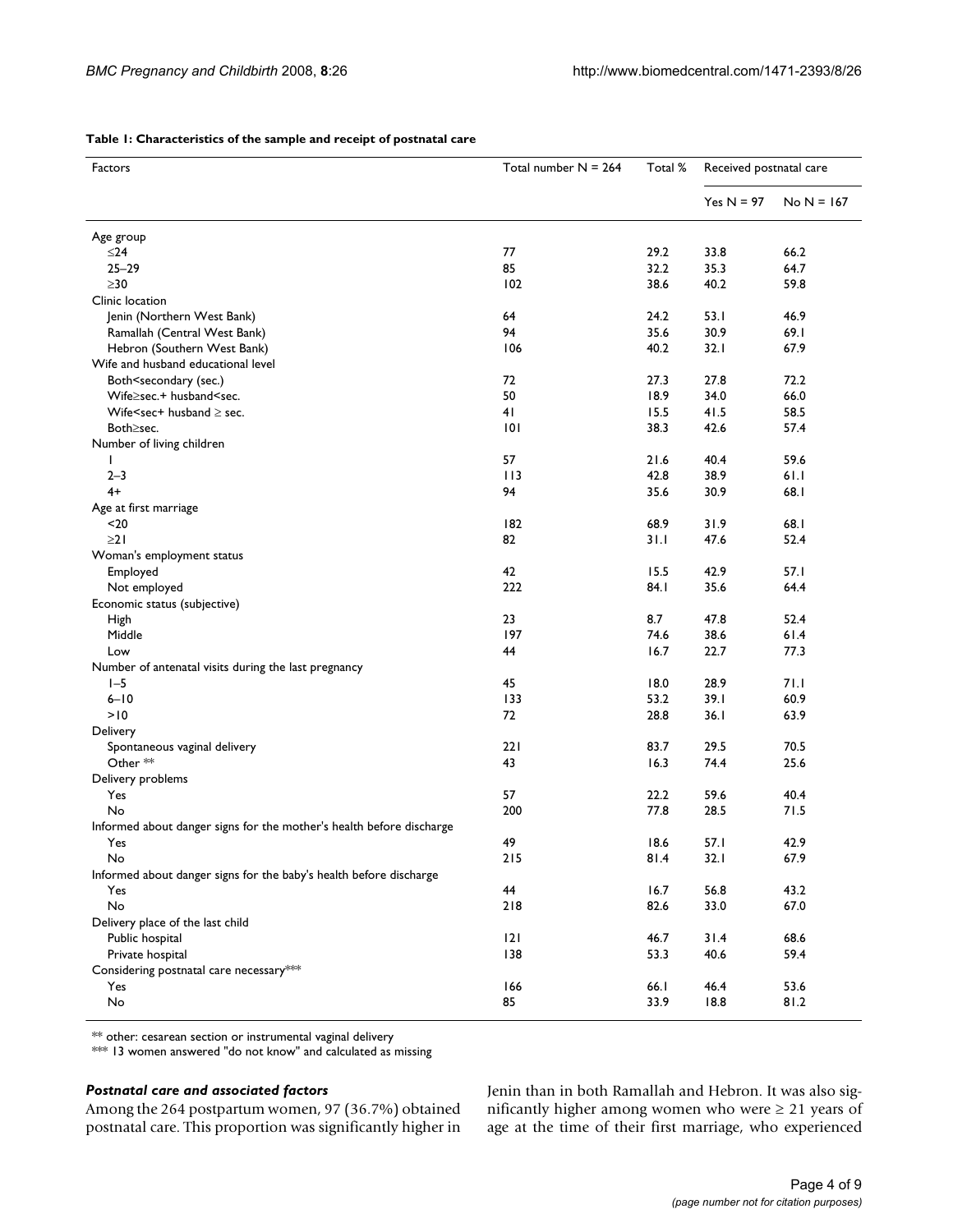**Table 1: Characteristics of the sample and receipt of postnatal care**

| Factors | Total number N = 264 | Total % | Received postnatal care | |
|---|---|---|---|---|
| | | | Yes N = 97 | No N = 167 |
| Age group | | | | |
| ≤24 | 77 | 29.2 | 33.8 | 66.2 |
| 25–29 | 85 | 32.2 | 35.3 | 64.7 |
| ≥30 | 102 | 38.6 | 40.2 | 59.8 |
| Clinic location | | | | |
| Jenin (Northern West Bank) | 64 | 24.2 | 53.1 | 46.9 |
| Ramallah (Central West Bank) | 94 | 35.6 | 30.9 | 69.1 |
| Hebron (Southern West Bank) | 106 | 40.2 | 32.1 | 67.9 |
| Wife and husband educational level | | | | |
| Both<secondary (sec.) | 72 | 27.3 | 27.8 | 72.2 |
| Wife≥sec.+ husband<sec. | 50 | 18.9 | 34.0 | 66.0 |
| Wife<sec+ husband ≥ sec. | 41 | 15.5 | 41.5 | 58.5 |
| Both≥sec. | 101 | 38.3 | 42.6 | 57.4 |
| Number of living children | | | | |
| 1 | 57 | 21.6 | 40.4 | 59.6 |
| 2–3 | 113 | 42.8 | 38.9 | 61.1 |
| 4+ | 94 | 35.6 | 30.9 | 68.1 |
| Age at first marriage | | | | |
| <20 | 182 | 68.9 | 31.9 | 68.1 |
| ≥21 | 82 | 31.1 | 47.6 | 52.4 |
| Woman's employment status | | | | |
| Employed | 42 | 15.5 | 42.9 | 57.1 |
| Not employed | 222 | 84.1 | 35.6 | 64.4 |
| Economic status (subjective) | | | | |
| High | 23 | 8.7 | 47.8 | 52.4 |
| Middle | 197 | 74.6 | 38.6 | 61.4 |
| Low | 44 | 16.7 | 22.7 | 77.3 |
| Number of antenatal visits during the last pregnancy | | | | |
| 1–5 | 45 | 18.0 | 28.9 | 71.1 |
| 6–10 | 133 | 53.2 | 39.1 | 60.9 |
| >10 | 72 | 28.8 | 36.1 | 63.9 |
| Delivery | | | | |
| Spontaneous vaginal delivery | 221 | 83.7 | 29.5 | 70.5 |
| Other ** | 43 | 16.3 | 74.4 | 25.6 |
| Delivery problems | | | | |
| Yes | 57 | 22.2 | 59.6 | 40.4 |
| No | 200 | 77.8 | 28.5 | 71.5 |
| Informed about danger signs for the mother's health before discharge | | | | |
| Yes | 49 | 18.6 | 57.1 | 42.9 |
| No | 215 | 81.4 | 32.1 | 67.9 |
| Informed about danger signs for the baby's health before discharge | | | | |
| Yes | 44 | 16.7 | 56.8 | 43.2 |
| No | 218 | 82.6 | 33.0 | 67.0 |
| Delivery place of the last child | | | | |
| Public hospital | 121 | 46.7 | 31.4 | 68.6 |
| Private hospital | 138 | 53.3 | 40.6 | 59.4 |
| Considering postnatal care necessary*** | | | | |
| Yes | 166 | 66.1 | 46.4 | 53.6 |
| No | 85 | 33.9 | 18.8 | 81.2 |

** other: cesarean section or instrumental vaginal delivery

*** 13 women answered "do not know" and calculated as missing

### *Postnatal care and associated factors*

Among the 264 postpartum women, 97 (36.7%) obtained postnatal care. This proportion was significantly higher in Jenin than in both Ramallah and Hebron. It was also significantly higher among women who were ≥ 21 years of age at the time of their first marriage, who experienced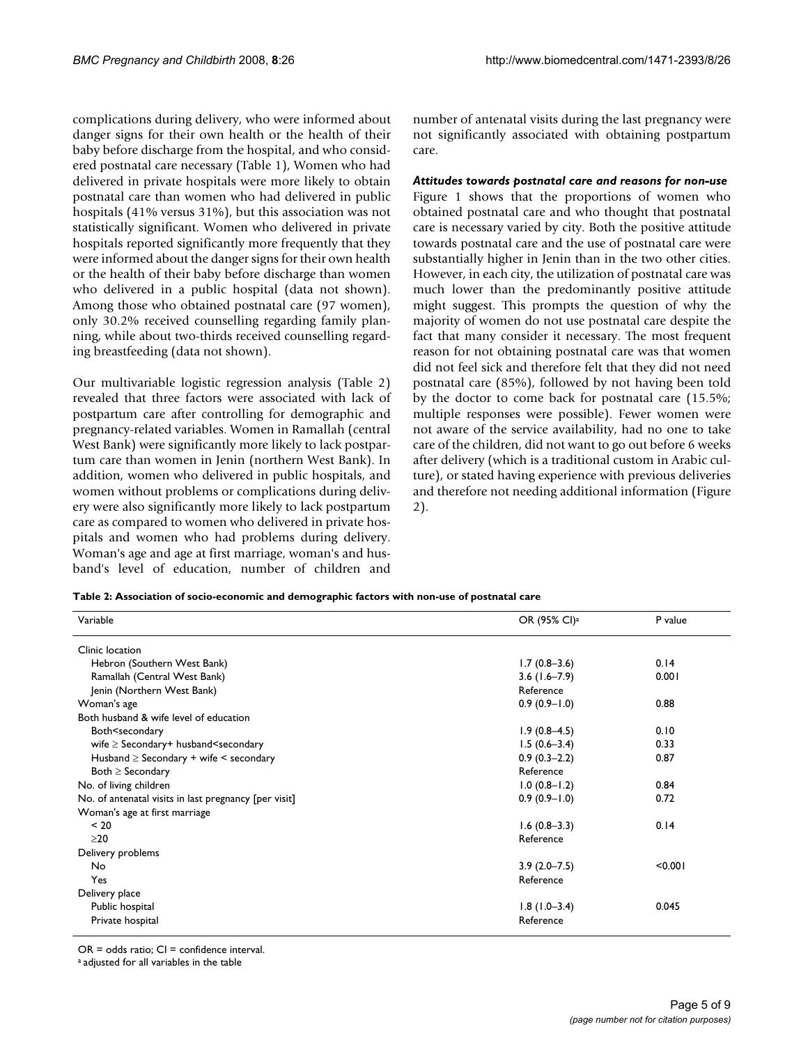complications during delivery, who were informed about danger signs for their own health or the health of their baby before discharge from the hospital, and who considered postnatal care necessary (Table 1), Women who had delivered in private hospitals were more likely to obtain postnatal care than women who had delivered in public hospitals (41% versus 31%), but this association was not statistically significant. Women who delivered in private hospitals reported significantly more frequently that they were informed about the danger signs for their own health or the health of their baby before discharge than women who delivered in a public hospital (data not shown). Among those who obtained postnatal care (97 women), only 30.2% received counselling regarding family planning, while about two-thirds received counselling regarding breastfeeding (data not shown).

Our multivariable logistic regression analysis (Table 2) revealed that three factors were associated with lack of postpartum care after controlling for demographic and pregnancy-related variables. Women in Ramallah (central West Bank) were significantly more likely to lack postpartum care than women in Jenin (northern West Bank). In addition, women who delivered in public hospitals, and women without problems or complications during delivery were also significantly more likely to lack postpartum care as compared to women who delivered in private hospitals and women who had problems during delivery. Woman's age and age at first marriage, woman's and husband's level of education, number of children and number of antenatal visits during the last pregnancy were not significantly associated with obtaining postpartum care.

### *Attitudes towards postnatal care and reasons for non-use*

Figure 1 shows that the proportions of women who obtained postnatal care and who thought that postnatal care is necessary varied by city. Both the positive attitude towards postnatal care and the use of postnatal care were substantially higher in Jenin than in the two other cities. However, in each city, the utilization of postnatal care was much lower than the predominantly positive attitude might suggest. This prompts the question of why the majority of women do not use postnatal care despite the fact that many consider it necessary. The most frequent reason for not obtaining postnatal care was that women did not feel sick and therefore felt that they did not need postnatal care (85%), followed by not having been told by the doctor to come back for postnatal care (15.5%; multiple responses were possible). Fewer women were not aware of the service availability, had no one to take care of the children, did not want to go out before 6 weeks after delivery (which is a traditional custom in Arabic culture), or stated having experience with previous deliveries and therefore not needing additional information (Figure 2).

**Table 2: Association of socio-economic and demographic factors with non-use of postnatal care**

| Variable | OR (95% CI)[a] | P value |
|---|---|---|
| Clinic location | | |
| Hebron (Southern West Bank) | 1.7 (0.8–3.6) | 0.14 |
| Ramallah (Central West Bank) | 3.6 (1.6–7.9) | 0.001 |
| Jenin (Northern West Bank) | Reference | |
| Woman's age | 0.9 (0.9–1.0) | 0.88 |
| Both husband & wife level of education | | |
| Both<secondary | 1.9 (0.8–4.5) | 0.10 |
| wife ≥ Secondary+ husband<secondary | 1.5 (0.6–3.4) | 0.33 |
| Husband ≥ Secondary + wife < secondary | 0.9 (0.3–2.2) | 0.87 |
| Both ≥ Secondary | Reference | |
| No. of living children | 1.0 (0.8–1.2) | 0.84 |
| No. of antenatal visits in last pregnancy [per visit] | 0.9 (0.9–1.0) | 0.72 |
| Woman's age at first marriage | | |
| < 20 | 1.6 (0.8–3.3) | 0.14 |
| ≥20 | Reference | |
| Delivery problems | | |
| No | 3.9 (2.0–7.5) | <0.001 |
| Yes | Reference | |
| Delivery place | | |
| Public hospital | 1.8 (1.0–3.4) | 0.045 |
| Private hospital | Reference | |

OR = odds ratio; CI = confidence interval.
[a] adjusted for all variables in the table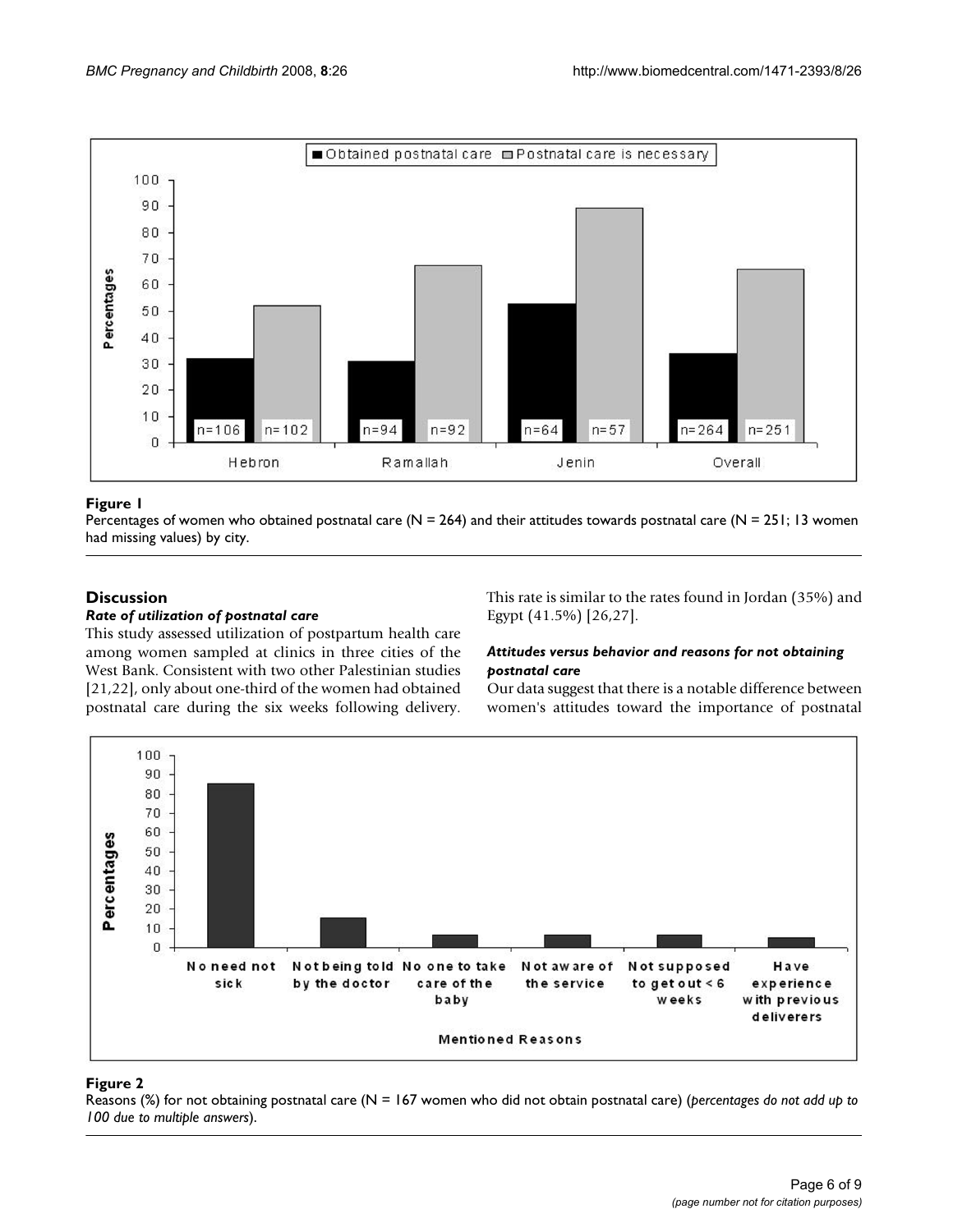**Figure 1**

Percentages of women who obtained postnatal care (N = 264) and their attitudes towards postnatal care (N = 251; 13 women had missing values) by city.

## Discussion

### *Rate of utilization of postnatal care*

This study assessed utilization of postpartum health care among women sampled at clinics in three cities of the West Bank. Consistent with two other Palestinian studies [21,22], only about one-third of the women had obtained postnatal care during the six weeks following delivery. This rate is similar to the rates found in Jordan (35%) and Egypt (41.5%) [26,27].

### *Attitudes versus behavior and reasons for not obtaining postnatal care*

Our data suggest that there is a notable difference between women's attitudes toward the importance of postnatal

**Figure 2**

Reasons (%) for not obtaining postnatal care (N = 167 women who did not obtain postnatal care) (*percentages do not add up to 100 due to multiple answers*).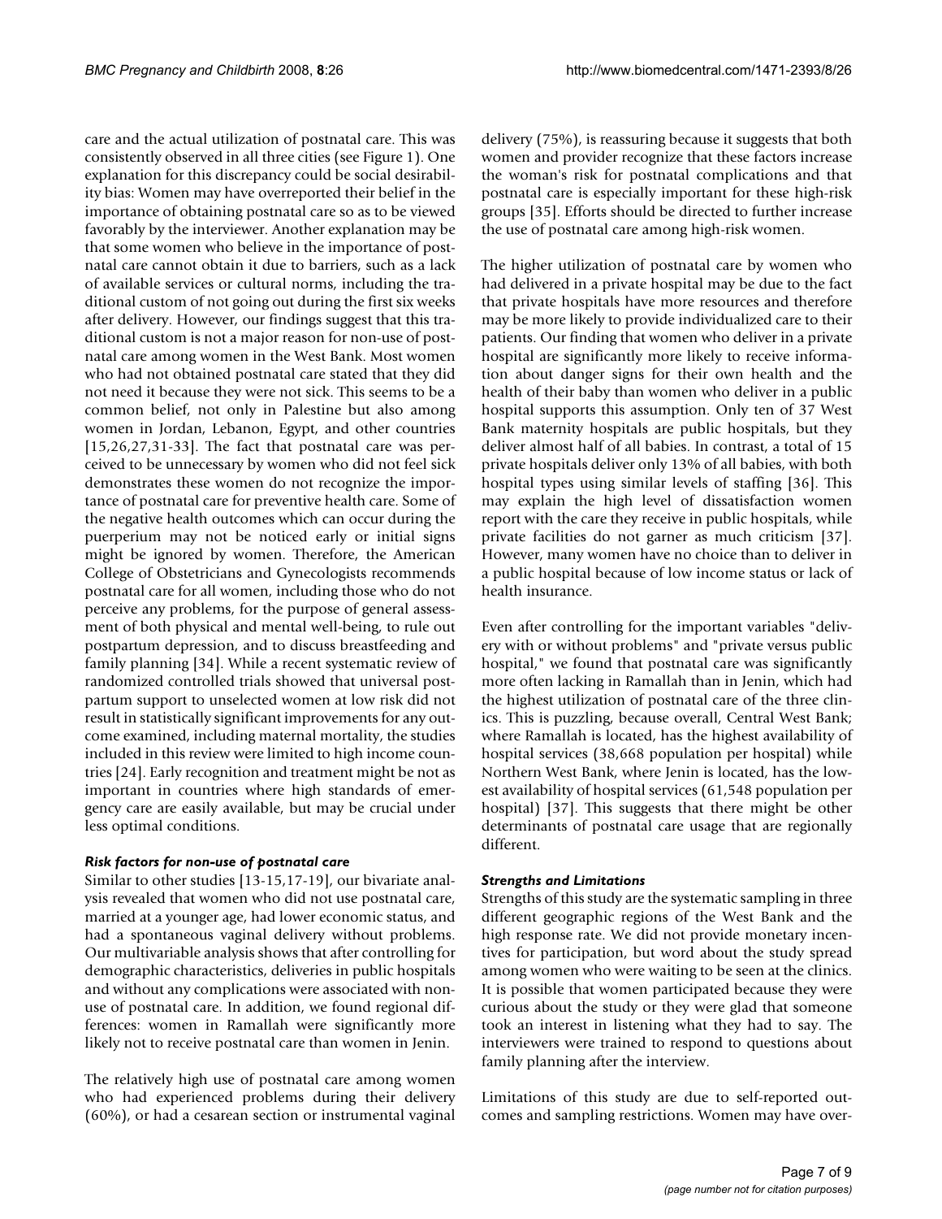care and the actual utilization of postnatal care. This was consistently observed in all three cities (see Figure 1). One explanation for this discrepancy could be social desirability bias: Women may have overreported their belief in the importance of obtaining postnatal care so as to be viewed favorably by the interviewer. Another explanation may be that some women who believe in the importance of postnatal care cannot obtain it due to barriers, such as a lack of available services or cultural norms, including the traditional custom of not going out during the first six weeks after delivery. However, our findings suggest that this traditional custom is not a major reason for non-use of postnatal care among women in the West Bank. Most women who had not obtained postnatal care stated that they did not need it because they were not sick. This seems to be a common belief, not only in Palestine but also among women in Jordan, Lebanon, Egypt, and other countries [15,26,27,31-33]. The fact that postnatal care was perceived to be unnecessary by women who did not feel sick demonstrates these women do not recognize the importance of postnatal care for preventive health care. Some of the negative health outcomes which can occur during the puerperium may not be noticed early or initial signs might be ignored by women. Therefore, the American College of Obstetricians and Gynecologists recommends postnatal care for all women, including those who do not perceive any problems, for the purpose of general assessment of both physical and mental well-being, to rule out postpartum depression, and to discuss breastfeeding and family planning [34]. While a recent systematic review of randomized controlled trials showed that universal postpartum support to unselected women at low risk did not result in statistically significant improvements for any outcome examined, including maternal mortality, the studies included in this review were limited to high income countries [24]. Early recognition and treatment might be not as important in countries where high standards of emergency care are easily available, but may be crucial under less optimal conditions.

### *Risk factors for non-use of postnatal care*

Similar to other studies [13-15,17-19], our bivariate analysis revealed that women who did not use postnatal care, married at a younger age, had lower economic status, and had a spontaneous vaginal delivery without problems. Our multivariable analysis shows that after controlling for demographic characteristics, deliveries in public hospitals and without any complications were associated with non-use of postnatal care. In addition, we found regional differences: women in Ramallah were significantly more likely not to receive postnatal care than women in Jenin.

The relatively high use of postnatal care among women who had experienced problems during their delivery (60%), or had a cesarean section or instrumental vaginal delivery (75%), is reassuring because it suggests that both women and provider recognize that these factors increase the woman's risk for postnatal complications and that postnatal care is especially important for these high-risk groups [35]. Efforts should be directed to further increase the use of postnatal care among high-risk women.

The higher utilization of postnatal care by women who had delivered in a private hospital may be due to the fact that private hospitals have more resources and therefore may be more likely to provide individualized care to their patients. Our finding that women who deliver in a private hospital are significantly more likely to receive information about danger signs for their own health and the health of their baby than women who deliver in a public hospital supports this assumption. Only ten of 37 West Bank maternity hospitals are public hospitals, but they deliver almost half of all babies. In contrast, a total of 15 private hospitals deliver only 13% of all babies, with both hospital types using similar levels of staffing [36]. This may explain the high level of dissatisfaction women report with the care they receive in public hospitals, while private facilities do not garner as much criticism [37]. However, many women have no choice than to deliver in a public hospital because of low income status or lack of health insurance.

Even after controlling for the important variables "delivery with or without problems" and "private versus public hospital," we found that postnatal care was significantly more often lacking in Ramallah than in Jenin, which had the highest utilization of postnatal care of the three clinics. This is puzzling, because overall, Central West Bank; where Ramallah is located, has the highest availability of hospital services (38,668 population per hospital) while Northern West Bank, where Jenin is located, has the lowest availability of hospital services (61,548 population per hospital) [37]. This suggests that there might be other determinants of postnatal care usage that are regionally different.

### *Strengths and Limitations*

Strengths of this study are the systematic sampling in three different geographic regions of the West Bank and the high response rate. We did not provide monetary incentives for participation, but word about the study spread among women who were waiting to be seen at the clinics. It is possible that women participated because they were curious about the study or they were glad that someone took an interest in listening what they had to say. The interviewers were trained to respond to questions about family planning after the interview.

Limitations of this study are due to self-reported outcomes and sampling restrictions. Women may have over-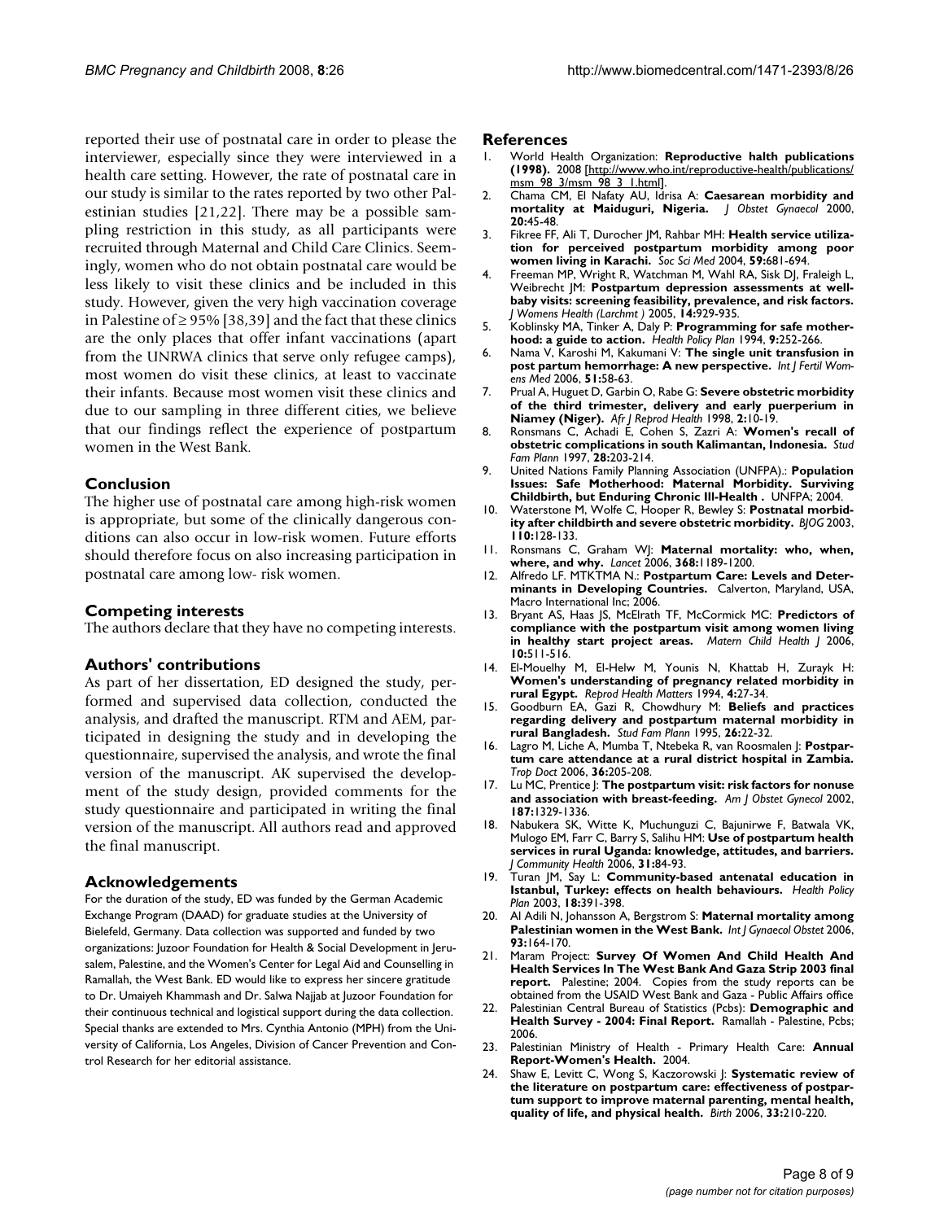reported their use of postnatal care in order to please the interviewer, especially since they were interviewed in a health care setting. However, the rate of postnatal care in our study is similar to the rates reported by two other Palestinian studies [21,22]. There may be a possible sampling restriction in this study, as all participants were recruited through Maternal and Child Care Clinics. Seemingly, women who do not obtain postnatal care would be less likely to visit these clinics and be included in this study. However, given the very high vaccination coverage in Palestine of ≥ 95% [38,39] and the fact that these clinics are the only places that offer infant vaccinations (apart from the UNRWA clinics that serve only refugee camps), most women do visit these clinics, at least to vaccinate their infants. Because most women visit these clinics and due to our sampling in three different cities, we believe that our findings reflect the experience of postpartum women in the West Bank.

## Conclusion

The higher use of postnatal care among high-risk women is appropriate, but some of the clinically dangerous conditions can also occur in low-risk women. Future efforts should therefore focus on also increasing participation in postnatal care among low- risk women.

## Competing interests

The authors declare that they have no competing interests.

## Authors' contributions

As part of her dissertation, ED designed the study, performed and supervised data collection, conducted the analysis, and drafted the manuscript. RTM and AEM, participated in designing the study and in developing the questionnaire, supervised the analysis, and wrote the final version of the manuscript. AK supervised the development of the study design, provided comments for the study questionnaire and participated in writing the final version of the manuscript. All authors read and approved the final manuscript.

## Acknowledgements

For the duration of the study, ED was funded by the German Academic Exchange Program (DAAD) for graduate studies at the University of Bielefeld, Germany. Data collection was supported and funded by two organizations: Juzoor Foundation for Health & Social Development in Jerusalem, Palestine, and the Women's Center for Legal Aid and Counselling in Ramallah, the West Bank. ED would like to express her sincere gratitude to Dr. Umaiyeh Khammash and Dr. Salwa Najjab at Juzoor Foundation for their continuous technical and logistical support during the data collection. Special thanks are extended to Mrs. Cynthia Antonio (MPH) from the University of California, Los Angeles, Division of Cancer Prevention and Control Research for her editorial assistance.

## References

1. World Health Organization: **Reproductive halth publications (1998).** 2008 [http://www.who.int/reproductive-health/publications/msm_98_3/msm_98_3_1.html].
2. Chama CM, El Nafaty AU, Idrisa A: **Caesarean morbidity and mortality at Maiduguri, Nigeria.** *J Obstet Gynaecol* 2000, **20:**45-48.
3. Fikree FF, Ali T, Durocher JM, Rahbar MH: **Health service utilization for perceived postpartum morbidity among poor women living in Karachi.** *Soc Sci Med* 2004, **59:**681-694.
4. Freeman MP, Wright R, Watchman M, Wahl RA, Sisk DJ, Fraleigh L, Weibrecht JM: **Postpartum depression assessments at well-baby visits: screening feasibility, prevalence, and risk factors.** *J Womens Health (Larchmt )* 2005, **14:**929-935.
5. Koblinsky MA, Tinker A, Daly P: **Programming for safe motherhood: a guide to action.** *Health Policy Plan* 1994, **9:**252-266.
6. Nama V, Karoshi M, Kakumani V: **The single unit transfusion in post partum hemorrhage: A new perspective.** *Int J Fertil Womens Med* 2006, **51:**58-63.
7. Prual A, Huguet D, Garbin O, Rabe G: **Severe obstetric morbidity of the third trimester, delivery and early puerperium in Niamey (Niger).** *Afr J Reprod Health* 1998, **2:**10-19.
8. Ronsmans C, Achadi E, Cohen S, Zazri A: **Women's recall of obstetric complications in south Kalimantan, Indonesia.** *Stud Fam Plann* 1997, **28:**203-214.
9. United Nations Family Planning Association (UNFPA).: **Population Issues: Safe Motherhood: Maternal Morbidity. Surviving Childbirth, but Enduring Chronic Ill-Health .** UNFPA; 2004.
10. Waterstone M, Wolfe C, Hooper R, Bewley S: **Postnatal morbidity after childbirth and severe obstetric morbidity.** *BJOG* 2003, **110:**128-133.
11. Ronsmans C, Graham WJ: **Maternal mortality: who, when, where, and why.** *Lancet* 2006, **368:**1189-1200.
12. Alfredo LF. MTKTMA N.: **Postpartum Care: Levels and Determinants in Developing Countries.** Calverton, Maryland, USA, Macro International Inc; 2006.
13. Bryant AS, Haas JS, McElrath TF, McCormick MC: **Predictors of compliance with the postpartum visit among women living in healthy start project areas.** *Matern Child Health J* 2006, **10:**511-516.
14. El-Mouelhy M, El-Helw M, Younis N, Khattab H, Zurayk H: **Women's understanding of pregnancy related morbidity in rural Egypt.** *Reprod Health Matters* 1994, **4:**27-34.
15. Goodburn EA, Gazi R, Chowdhury M: **Beliefs and practices regarding delivery and postpartum maternal morbidity in rural Bangladesh.** *Stud Fam Plann* 1995, **26:**22-32.
16. Lagro M, Liche A, Mumba T, Ntebeka R, van Roosmalen J: **Postpartum care attendance at a rural district hospital in Zambia.** *Trop Doct* 2006, **36:**205-208.
17. Lu MC, Prentice J: **The postpartum visit: risk factors for nonuse and association with breast-feeding.** *Am J Obstet Gynecol* 2002, **187:**1329-1336.
18. Nabukera SK, Witte K, Muchunguzi C, Bajunirwe F, Batwala VK, Mulogo EM, Farr C, Barry S, Salihu HM: **Use of postpartum health services in rural Uganda: knowledge, attitudes, and barriers.** *J Community Health* 2006, **31:**84-93.
19. Turan JM, Say L: **Community-based antenatal education in Istanbul, Turkey: effects on health behaviours.** *Health Policy Plan* 2003, **18:**391-398.
20. Al Adili N, Johansson A, Bergstrom S: **Maternal mortality among Palestinian women in the West Bank.** *Int J Gynaecol Obstet* 2006, **93:**164-170.
21. Maram Project: **Survey Of Women And Child Health And Health Services In The West Bank And Gaza Strip 2003 final report.** Palestine; 2004. Copies from the study reports can be obtained from the USAID West Bank and Gaza - Public Affairs office
22. Palestinian Central Bureau of Statistics (Pcbs): **Demographic and Health Survey - 2004: Final Report.** Ramallah - Palestine, Pcbs; 2006.
23. Palestinian Ministry of Health - Primary Health Care: **Annual Report-Women's Health.** 2004.
24. Shaw E, Levitt C, Wong S, Kaczorowski J: **Systematic review of the literature on postpartum care: effectiveness of postpartum support to improve maternal parenting, mental health, quality of life, and physical health.** *Birth* 2006, **33:**210-220.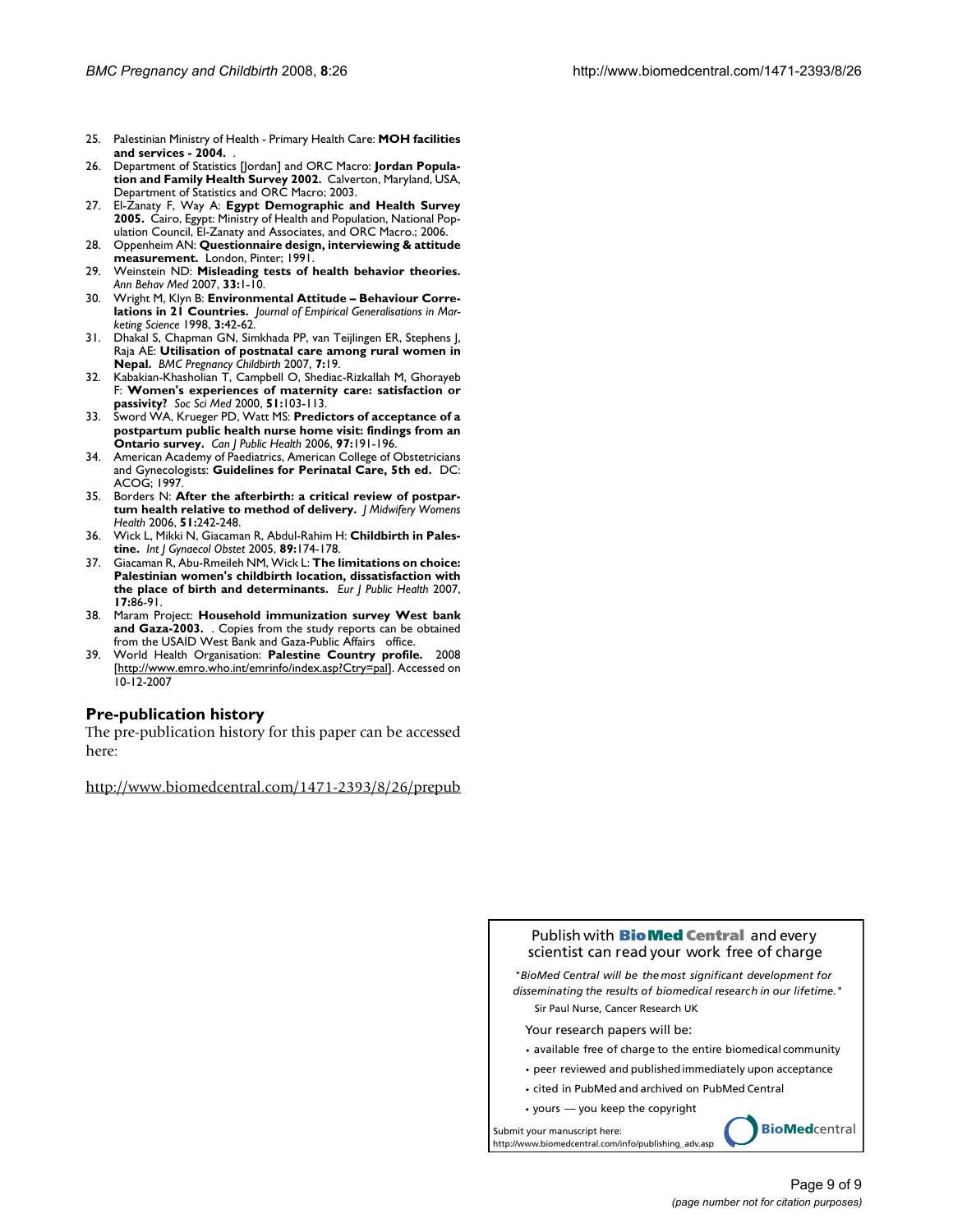25. Palestinian Ministry of Health - Primary Health Care: **MOH facilities and services - 2004.** .
26. Department of Statistics [Jordan] and ORC Macro: **Jordan Population and Family Health Survey 2002.** Calverton, Maryland, USA, Department of Statistics and ORC Macro; 2003.
27. El-Zanaty F, Way A: **Egypt Demographic and Health Survey 2005.** Cairo, Egypt: Ministry of Health and Population, National Population Council, El-Zanaty and Associates, and ORC Macro.; 2006.
28. Oppenheim AN: **Questionnaire design, interviewing & attitude measurement.** London, Pinter; 1991.
29. Weinstein ND: **Misleading tests of health behavior theories.** *Ann Behav Med* 2007, **33:**1-10.
30. Wright M, Klyn B: **Environmental Attitude – Behaviour Correlations in 21 Countries.** *Journal of Empirical Generalisations in Marketing Science* 1998, **3:**42-62.
31. Dhakal S, Chapman GN, Simkhada PP, van Teijlingen ER, Stephens J, Raja AE: **Utilisation of postnatal care among rural women in Nepal.** *BMC Pregnancy Childbirth* 2007, **7:**19.
32. Kabakian-Khasholian T, Campbell O, Shediac-Rizkallah M, Ghorayeb F: **Women's experiences of maternity care: satisfaction or passivity?** *Soc Sci Med* 2000, **51:**103-113.
33. Sword WA, Krueger PD, Watt MS: **Predictors of acceptance of a postpartum public health nurse home visit: findings from an Ontario survey.** *Can J Public Health* 2006, **97:**191-196.
34. American Academy of Paediatrics, American College of Obstetricians and Gynecologists: **Guidelines for Perinatal Care, 5th ed.** DC: ACOG; 1997.
35. Borders N: **After the afterbirth: a critical review of postpartum health relative to method of delivery.** *J Midwifery Womens Health* 2006, **51:**242-248.
36. Wick L, Mikki N, Giacaman R, Abdul-Rahim H: **Childbirth in Palestine.** *Int J Gynaecol Obstet* 2005, **89:**174-178.
37. Giacaman R, Abu-Rmeileh NM, Wick L: **The limitations on choice: Palestinian women's childbirth location, dissatisfaction with the place of birth and determinants.** *Eur J Public Health* 2007, **17:**86-91.
38. Maram Project: **Household immunization survey West bank and Gaza-2003.** . Copies from the study reports can be obtained from the USAID West Bank and Gaza-Public Affairs office.
39. World Health Organisation: **Palestine Country profile.** 2008 [http://www.emro.who.int/emrinfo/index.asp?Ctry=pal]. Accessed on 10-12-2007

## Pre-publication history

The pre-publication history for this paper can be accessed here:

http://www.biomedcentral.com/1471-2393/8/26/prepub

Publish with **BioMed Central** and every scientist can read your work free of charge

*"BioMed Central will be the most significant development for disseminating the results of biomedical research in our lifetime."*

Sir Paul Nurse, Cancer Research UK

Your research papers will be:

- available free of charge to the entire biomedical community
- peer reviewed and published immediately upon acceptance
- cited in PubMed and archived on PubMed Central
- yours — you keep the copyright

Submit your manuscript here:
http://www.biomedcentral.com/info/publishing_adv.asp

BioMedcentral